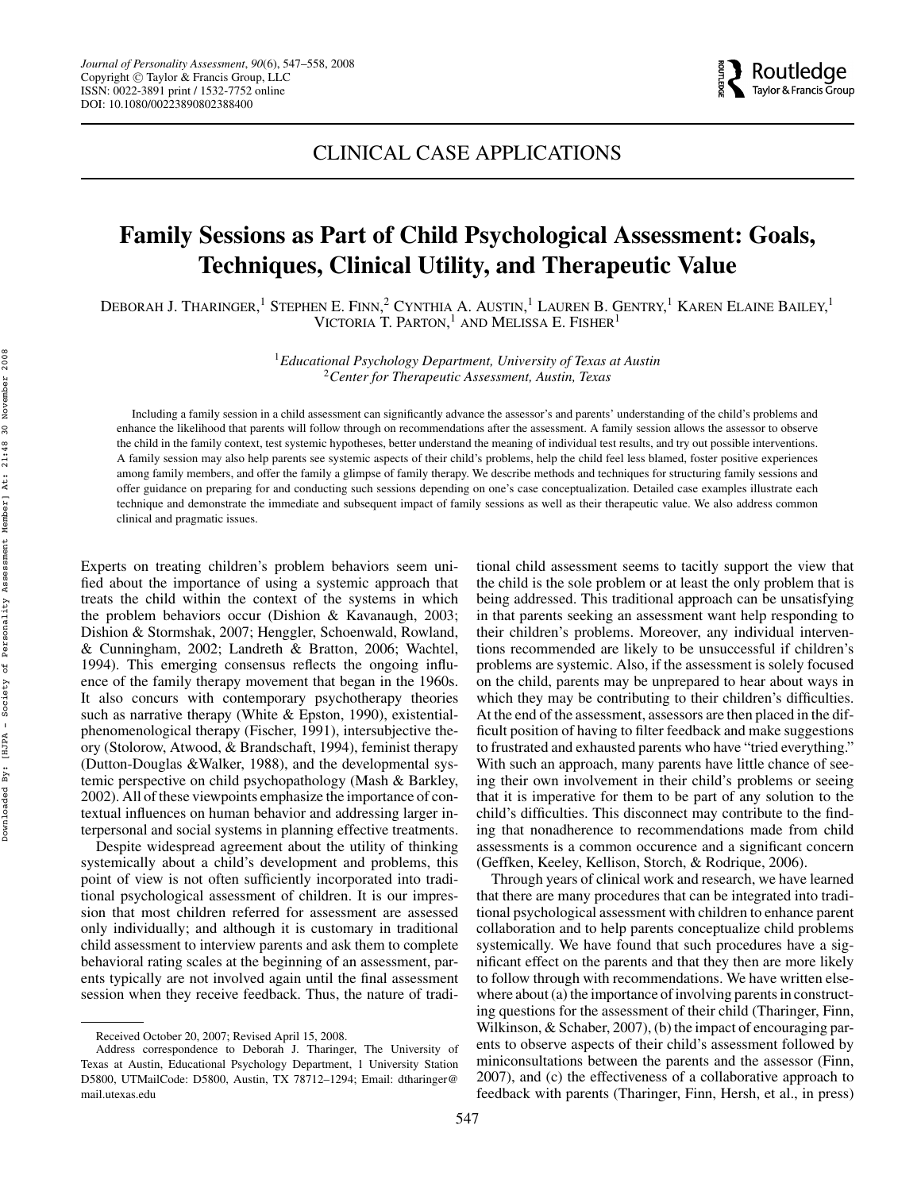CLINICAL CASE APPLICATIONS

# Family Sessions as Part of Child Psychological Assessment: Goals, Techniques, Clinical Utility, and Therapeutic Value

DEBORAH J. THARINGER,[1] STEPHEN E. FINN,[2] CYNTHIA A. AUSTIN,[1] LAUREN B. GENTRY,[1] KAREN ELAINE BAILEY,[1] VICTORIA T. PARTON,[1] AND MELISSA E. FISHER[1]

[1]*Educational Psychology Department, University of Texas at Austin*
[2]*Center for Therapeutic Assessment, Austin, Texas*

Including a family session in a child assessment can significantly advance the assessor's and parents' understanding of the child's problems and enhance the likelihood that parents will follow through on recommendations after the assessment. A family session allows the assessor to observe the child in the family context, test systemic hypotheses, better understand the meaning of individual test results, and try out possible interventions. A family session may also help parents see systemic aspects of their child's problems, help the child feel less blamed, foster positive experiences among family members, and offer the family a glimpse of family therapy. We describe methods and techniques for structuring family sessions and offer guidance on preparing for and conducting such sessions depending on one's case conceptualization. Detailed case examples illustrate each technique and demonstrate the immediate and subsequent impact of family sessions as well as their therapeutic value. We also address common clinical and pragmatic issues.

Experts on treating children's problem behaviors seem unified about the importance of using a systemic approach that treats the child within the context of the systems in which the problem behaviors occur (Dishion & Kavanaugh, 2003; Dishion & Stormshak, 2007; Henggler, Schoenwald, Rowland, & Cunningham, 2002; Landreth & Bratton, 2006; Wachtel, 1994). This emerging consensus reflects the ongoing influence of the family therapy movement that began in the 1960s. It also concurs with contemporary psychotherapy theories such as narrative therapy (White & Epston, 1990), existential-phenomenological therapy (Fischer, 1991), intersubjective theory (Stolorow, Atwood, & Brandschaft, 1994), feminist therapy (Dutton-Douglas &Walker, 1988), and the developmental systemic perspective on child psychopathology (Mash & Barkley, 2002). All of these viewpoints emphasize the importance of contextual influences on human behavior and addressing larger interpersonal and social systems in planning effective treatments.

Despite widespread agreement about the utility of thinking systemically about a child's development and problems, this point of view is not often sufficiently incorporated into traditional psychological assessment of children. It is our impression that most children referred for assessment are assessed only individually; and although it is customary in traditional child assessment to interview parents and ask them to complete behavioral rating scales at the beginning of an assessment, parents typically are not involved again until the final assessment session when they receive feedback. Thus, the nature of traditional child assessment seems to tacitly support the view that the child is the sole problem or at least the only problem that is being addressed. This traditional approach can be unsatisfying in that parents seeking an assessment want help responding to their children's problems. Moreover, any individual interventions recommended are likely to be unsuccessful if children's problems are systemic. Also, if the assessment is solely focused on the child, parents may be unprepared to hear about ways in which they may be contributing to their children's difficulties. At the end of the assessment, assessors are then placed in the difficult position of having to filter feedback and make suggestions to frustrated and exhausted parents who have "tried everything." With such an approach, many parents have little chance of seeing their own involvement in their child's problems or seeing that it is imperative for them to be part of any solution to the child's difficulties. This disconnect may contribute to the finding that nonadherence to recommendations made from child assessments is a common occurence and a significant concern (Geffken, Keeley, Kellison, Storch, & Rodrique, 2006).

Through years of clinical work and research, we have learned that there are many procedures that can be integrated into traditional psychological assessment with children to enhance parent collaboration and to help parents conceptualize child problems systemically. We have found that such procedures have a significant effect on the parents and that they then are more likely to follow through with recommendations. We have written elsewhere about (a) the importance of involving parents in constructing questions for the assessment of their child (Tharinger, Finn, Wilkinson, & Schaber, 2007), (b) the impact of encouraging parents to observe aspects of their child's assessment followed by miniconsultations between the parents and the assessor (Finn, 2007), and (c) the effectiveness of a collaborative approach to feedback with parents (Tharinger, Finn, Hersh, et al., in press)

Received October 20, 2007; Revised April 15, 2008.

Address correspondence to Deborah J. Tharinger, The University of Texas at Austin, Educational Psychology Department, 1 University Station D5800, UTMailCode: D5800, Austin, TX 78712–1294; Email: dtharinger@mail.utexas.edu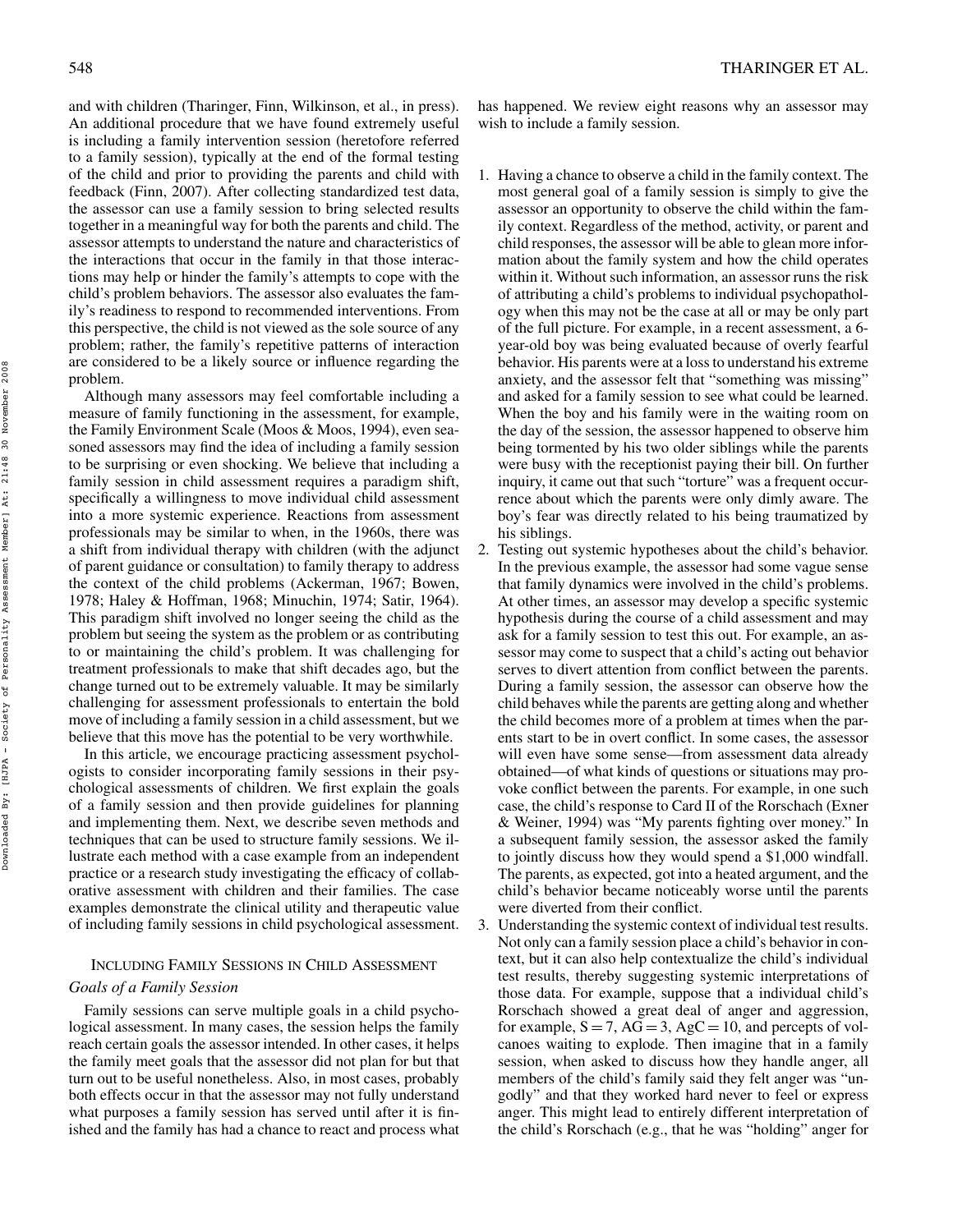and with children (Tharinger, Finn, Wilkinson, et al., in press). An additional procedure that we have found extremely useful is including a family intervention session (heretofore referred to a family session), typically at the end of the formal testing of the child and prior to providing the parents and child with feedback (Finn, 2007). After collecting standardized test data, the assessor can use a family session to bring selected results together in a meaningful way for both the parents and child. The assessor attempts to understand the nature and characteristics of the interactions that occur in the family in that those interactions may help or hinder the family's attempts to cope with the child's problem behaviors. The assessor also evaluates the family's readiness to respond to recommended interventions. From this perspective, the child is not viewed as the sole source of any problem; rather, the family's repetitive patterns of interaction are considered to be a likely source or influence regarding the problem.

Although many assessors may feel comfortable including a measure of family functioning in the assessment, for example, the Family Environment Scale (Moos & Moos, 1994), even seasoned assessors may find the idea of including a family session to be surprising or even shocking. We believe that including a family session in child assessment requires a paradigm shift, specifically a willingness to move individual child assessment into a more systemic experience. Reactions from assessment professionals may be similar to when, in the 1960s, there was a shift from individual therapy with children (with the adjunct of parent guidance or consultation) to family therapy to address the context of the child problems (Ackerman, 1967; Bowen, 1978; Haley & Hoffman, 1968; Minuchin, 1974; Satir, 1964). This paradigm shift involved no longer seeing the child as the problem but seeing the system as the problem or as contributing to or maintaining the child's problem. It was challenging for treatment professionals to make that shift decades ago, but the change turned out to be extremely valuable. It may be similarly challenging for assessment professionals to entertain the bold move of including a family session in a child assessment, but we believe that this move has the potential to be very worthwhile.

In this article, we encourage practicing assessment psychologists to consider incorporating family sessions in their psychological assessments of children. We first explain the goals of a family session and then provide guidelines for planning and implementing them. Next, we describe seven methods and techniques that can be used to structure family sessions. We illustrate each method with a case example from an independent practice or a research study investigating the efficacy of collaborative assessment with children and their families. The case examples demonstrate the clinical utility and therapeutic value of including family sessions in child psychological assessment.

## Including Family Sessions in Child Assessment

### *Goals of a Family Session*

Family sessions can serve multiple goals in a child psychological assessment. In many cases, the session helps the family reach certain goals the assessor intended. In other cases, it helps the family meet goals that the assessor did not plan for but that turn out to be useful nonetheless. Also, in most cases, probably both effects occur in that the assessor may not fully understand what purposes a family session has served until after it is finished and the family has had a chance to react and process what has happened. We review eight reasons why an assessor may wish to include a family session.

1. Having a chance to observe a child in the family context. The most general goal of a family session is simply to give the assessor an opportunity to observe the child within the family context. Regardless of the method, activity, or parent and child responses, the assessor will be able to glean more information about the family system and how the child operates within it. Without such information, an assessor runs the risk of attributing a child's problems to individual psychopathology when this may not be the case at all or may be only part of the full picture. For example, in a recent assessment, a 6-year-old boy was being evaluated because of overly fearful behavior. His parents were at a loss to understand his extreme anxiety, and the assessor felt that "something was missing" and asked for a family session to see what could be learned. When the boy and his family were in the waiting room on the day of the session, the assessor happened to observe him being tormented by his two older siblings while the parents were busy with the receptionist paying their bill. On further inquiry, it came out that such "torture" was a frequent occurrence about which the parents were only dimly aware. The boy's fear was directly related to his being traumatized by his siblings.
2. Testing out systemic hypotheses about the child's behavior. In the previous example, the assessor had some vague sense that family dynamics were involved in the child's problems. At other times, an assessor may develop a specific systemic hypothesis during the course of a child assessment and may ask for a family session to test this out. For example, an assessor may come to suspect that a child's acting out behavior serves to divert attention from conflict between the parents. During a family session, the assessor can observe how the child behaves while the parents are getting along and whether the child becomes more of a problem at times when the parents start to be in overt conflict. In some cases, the assessor will even have some sense—from assessment data already obtained—of what kinds of questions or situations may provoke conflict between the parents. For example, in one such case, the child's response to Card II of the Rorschach (Exner & Weiner, 1994) was "My parents fighting over money." In a subsequent family session, the assessor asked the family to jointly discuss how they would spend a $1,000 windfall. The parents, as expected, got into a heated argument, and the child's behavior became noticeably worse until the parents were diverted from their conflict.
3. Understanding the systemic context of individual test results. Not only can a family session place a child's behavior in context, but it can also help contextualize the child's individual test results, thereby suggesting systemic interpretations of those data. For example, suppose that a individual child's Rorschach showed a great deal of anger and aggression, for example, S = 7, AG = 3, AgC = 10, and percepts of volcanoes waiting to explode. Then imagine that in a family session, when asked to discuss how they handle anger, all members of the child's family said they felt anger was "ungodly" and that they worked hard never to feel or express anger. This might lead to entirely different interpretation of the child's Rorschach (e.g., that he was "holding" anger for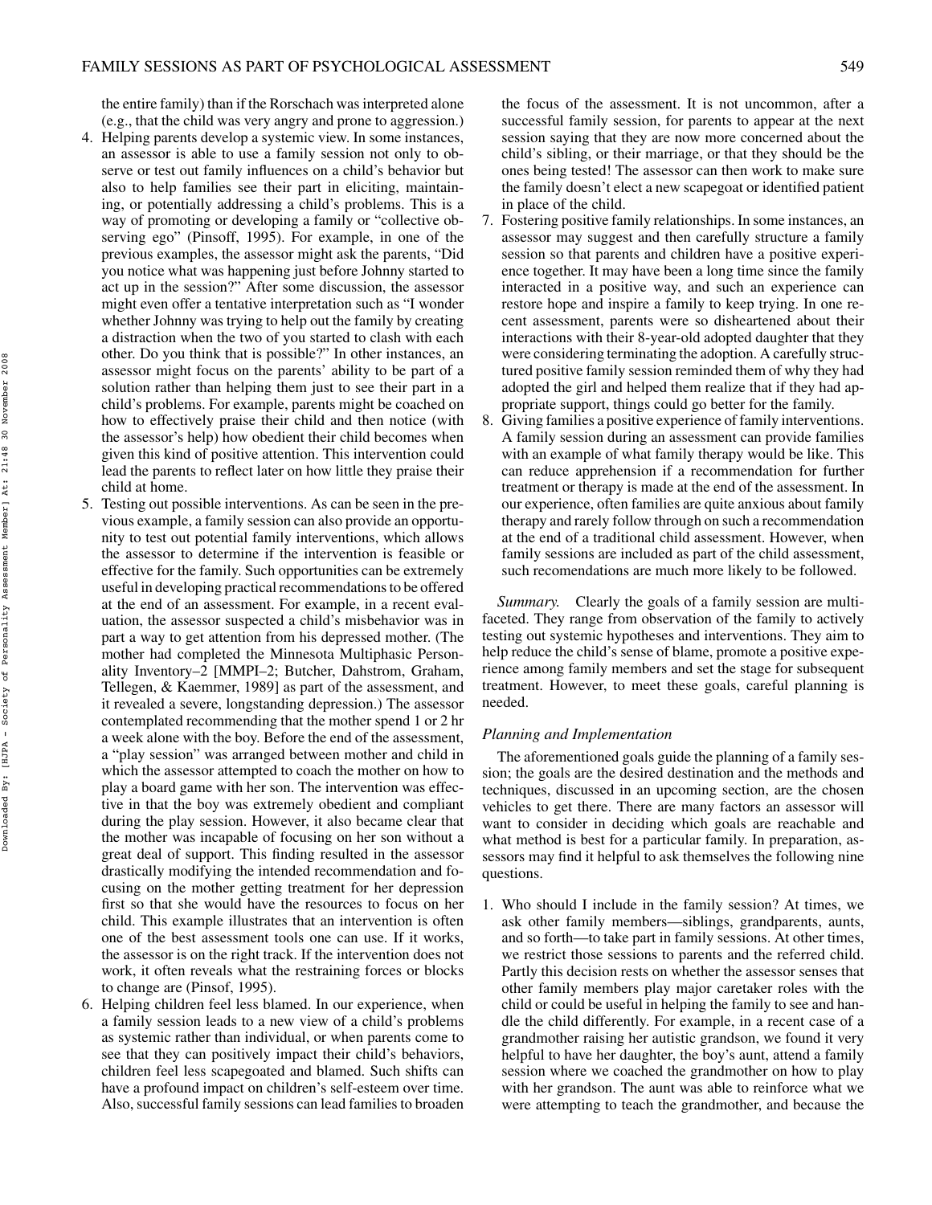the entire family) than if the Rorschach was interpreted alone (e.g., that the child was very angry and prone to aggression.)

4. Helping parents develop a systemic view. In some instances, an assessor is able to use a family session not only to observe or test out family influences on a child's behavior but also to help families see their part in eliciting, maintaining, or potentially addressing a child's problems. This is a way of promoting or developing a family or "collective observing ego" (Pinsoff, 1995). For example, in one of the previous examples, the assessor might ask the parents, "Did you notice what was happening just before Johnny started to act up in the session?" After some discussion, the assessor might even offer a tentative interpretation such as "I wonder whether Johnny was trying to help out the family by creating a distraction when the two of you started to clash with each other. Do you think that is possible?" In other instances, an assessor might focus on the parents' ability to be part of a solution rather than helping them just to see their part in a child's problems. For example, parents might be coached on how to effectively praise their child and then notice (with the assessor's help) how obedient their child becomes when given this kind of positive attention. This intervention could lead the parents to reflect later on how little they praise their child at home.
5. Testing out possible interventions. As can be seen in the previous example, a family session can also provide an opportunity to test out potential family interventions, which allows the assessor to determine if the intervention is feasible or effective for the family. Such opportunities can be extremely useful in developing practical recommendations to be offered at the end of an assessment. For example, in a recent evaluation, the assessor suspected a child's misbehavior was in part a way to get attention from his depressed mother. (The mother had completed the Minnesota Multiphasic Personality Inventory–2 [MMPI–2; Butcher, Dahlstrom, Graham, Tellegen, & Kaemmer, 1989] as part of the assessment, and it revealed a severe, longstanding depression.) The assessor contemplated recommending that the mother spend 1 or 2 hr a week alone with the boy. Before the end of the assessment, a "play session" was arranged between mother and child in which the assessor attempted to coach the mother on how to play a board game with her son. The intervention was effective in that the boy was extremely obedient and compliant during the play session. However, it also became clear that the mother was incapable of focusing on her son without a great deal of support. This finding resulted in the assessor drastically modifying the intended recommendation and focusing on the mother getting treatment for her depression first so that she would have the resources to focus on her child. This example illustrates that an intervention is often one of the best assessment tools one can use. If it works, the assessor is on the right track. If the intervention does not work, it often reveals what the restraining forces or blocks to change are (Pinsof, 1995).
6. Helping children feel less blamed. In our experience, when a family session leads to a new view of a child's problems as systemic rather than individual, or when parents come to see that they can positively impact their child's behaviors, children feel less scapegoated and blamed. Such shifts can have a profound impact on children's self-esteem over time. Also, successful family sessions can lead families to broaden the focus of the assessment. It is not uncommon, after a successful family session, for parents to appear at the next session saying that they are now more concerned about the child's sibling, or their marriage, or that they should be the ones being tested! The assessor can then work to make sure the family doesn't elect a new scapegoat or identified patient in place of the child.
7. Fostering positive family relationships. In some instances, an assessor may suggest and then carefully structure a family session so that parents and children have a positive experience together. It may have been a long time since the family interacted in a positive way, and such an experience can restore hope and inspire a family to keep trying. In one recent assessment, parents were so disheartened about their interactions with their 8-year-old adopted daughter that they were considering terminating the adoption. A carefully structured positive family session reminded them of why they had adopted the girl and helped them realize that if they had appropriate support, things could go better for the family.
8. Giving families a positive experience of family interventions. A family session during an assessment can provide families with an example of what family therapy would be like. This can reduce apprehension if a recommendation for further treatment or therapy is made at the end of the assessment. In our experience, often families are quite anxious about family therapy and rarely follow through on such a recommendation at the end of a traditional child assessment. However, when family sessions are included as part of the child assessment, such recomendations are much more likely to be followed.

*Summary.* Clearly the goals of a family session are multifaceted. They range from observation of the family to actively testing out systemic hypotheses and interventions. They aim to help reduce the child's sense of blame, promote a positive experience among family members and set the stage for subsequent treatment. However, to meet these goals, careful planning is needed.

### *Planning and Implementation*

The aforementioned goals guide the planning of a family session; the goals are the desired destination and the methods and techniques, discussed in an upcoming section, are the chosen vehicles to get there. There are many factors an assessor will want to consider in deciding which goals are reachable and what method is best for a particular family. In preparation, assessors may find it helpful to ask themselves the following nine questions.

1. Who should I include in the family session? At times, we ask other family members—siblings, grandparents, aunts, and so forth—to take part in family sessions. At other times, we restrict those sessions to parents and the referred child. Partly this decision rests on whether the assessor senses that other family members play major caretaker roles with the child or could be useful in helping the family to see and handle the child differently. For example, in a recent case of a grandmother raising her autistic grandson, we found it very helpful to have her daughter, the boy's aunt, attend a family session where we coached the grandmother on how to play with her grandson. The aunt was able to reinforce what we were attempting to teach the grandmother, and because the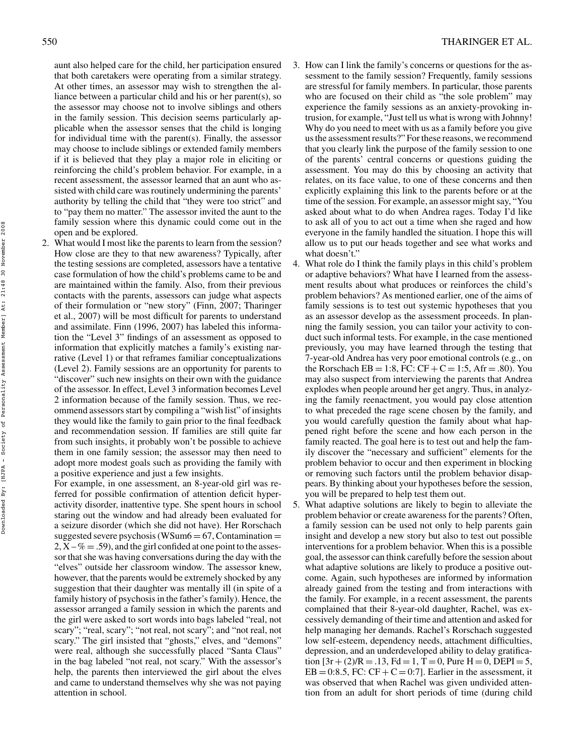aunt also helped care for the child, her participation ensured that both caretakers were operating from a similar strategy. At other times, an assessor may wish to strengthen the alliance between a particular child and his or her parent(s), so the assessor may choose not to involve siblings and others in the family session. This decision seems particularly applicable when the assessor senses that the child is longing for individual time with the parent(s). Finally, the assessor may choose to include siblings or extended family members if it is believed that they play a major role in eliciting or reinforcing the child's problem behavior. For example, in a recent assessment, the assessor learned that an aunt who assisted with child care was routinely undermining the parents' authority by telling the child that "they were too strict" and to "pay them no matter." The assessor invited the aunt to the family session where this dynamic could come out in the open and be explored.

2. What would I most like the parents to learn from the session? How close are they to that new awareness? Typically, after the testing sessions are completed, assessors have a tentative case formulation of how the child's problems came to be and are maintained within the family. Also, from their previous contacts with the parents, assessors can judge what aspects of their formulation or "new story" (Finn, 2007; Tharinger et al., 2007) will be most difficult for parents to understand and assimilate. Finn (1996, 2007) has labeled this information the "Level 3" findings of an assessment as opposed to information that explicitly matches a family's existing narrative (Level 1) or that reframes familiar conceptualizations (Level 2). Family sessions are an opportunity for parents to "discover" such new insights on their own with the guidance of the assessor. In effect, Level 3 information becomes Level 2 information because of the family session. Thus, we recommend assessors start by compiling a "wish list" of insights they would like the family to gain prior to the final feedback and recommendation session. If families are still quite far from such insights, it probably won't be possible to achieve them in one family session; the assessor may then need to adopt more modest goals such as providing the family with a positive experience and just a few insights.

   For example, in one assessment, an 8-year-old girl was referred for possible confirmation of attention deficit hyperactivity disorder, inattentive type. She spent hours in school staring out the window and had already been evaluated for a seizure disorder (which she did not have). Her Rorschach suggested severe psychosis (WSum6 = 67, Contamination = 2, X – % = .59), and the girl confided at one point to the assessor that she was having conversations during the day with the "elves" outside her classroom window. The assessor knew, however, that the parents would be extremely shocked by any suggestion that their daughter was mentally ill (in spite of a family history of psychosis in the father's family). Hence, the assessor arranged a family session in which the parents and the girl were asked to sort words into bags labeled "real, not scary"; "real, scary"; "not real, not scary"; and "not real, not scary." The girl insisted that "ghosts," elves, and "demons" were real, although she successfully placed "Santa Claus" in the bag labeled "not real, not scary." With the assessor's help, the parents then interviewed the girl about the elves and came to understand themselves why she was not paying attention in school.

3. How can I link the family's concerns or questions for the assessment to the family session? Frequently, family sessions are stressful for family members. In particular, those parents who are focused on their child as "the sole problem" may experience the family sessions as an anxiety-provoking intrusion, for example, "Just tell us what is wrong with Johnny! Why do you need to meet with us as a family before you give us the assessment results?" For these reasons, we recommend that you clearly link the purpose of the family session to one of the parents' central concerns or questions guiding the assessment. You may do this by choosing an activity that relates, on its face value, to one of these concerns and then explicitly explaining this link to the parents before or at the time of the session. For example, an assessor might say, "You asked about what to do when Andrea rages. Today I'd like to ask all of you to act out a time when she raged and how everyone in the family handled the situation. I hope this will allow us to put our heads together and see what works and what doesn't."

4. What role do I think the family plays in this child's problem or adaptive behaviors? What have I learned from the assessment results about what produces or reinforces the child's problem behaviors? As mentioned earlier, one of the aims of family sessions is to test out systemic hypotheses that you as an assessor develop as the assessment proceeds. In planning the family session, you can tailor your activity to conduct such informal tests. For example, in the case mentioned previously, you may have learned through the testing that 7-year-old Andrea has very poor emotional controls (e.g., on the Rorschach EB = 1:8, FC: CF + C = 1:5, Afr = .80). You may also suspect from interviewing the parents that Andrea explodes when people around her get angry. Thus, in analyzing the family reenactment, you would pay close attention to what preceded the rage scene chosen by the family, and you would carefully question the family about what happened right before the scene and how each person in the family reacted. The goal here is to test out and help the family discover the "necessary and sufficient" elements for the problem behavior to occur and then experiment in blocking or removing such factors until the problem behavior disappears. By thinking about your hypotheses before the session, you will be prepared to help test them out.

5. What adaptive solutions are likely to begin to alleviate the problem behavior or create awareness for the parents? Often, a family session can be used not only to help parents gain insight and develop a new story but also to test out possible interventions for a problem behavior. When this is a possible goal, the assessor can think carefully before the session about what adaptive solutions are likely to produce a positive outcome. Again, such hypotheses are informed by information already gained from the testing and from interactions with the family. For example, in a recent assessment, the parents complained that their 8-year-old daughter, Rachel, was excessively demanding of their time and attention and asked for help managing her demands. Rachel's Rorschach suggested low self-esteem, dependency needs, attachment difficulties, depression, and an underdeveloped ability to delay gratification [3r + (2)/R = .13, Fd = 1, T = 0, Pure H = 0, DEPI = 5, EB = 0:8.5, FC: CF + C = 0:7]. Earlier in the assessment, it was observed that when Rachel was given undivided attention from an adult for short periods of time (during child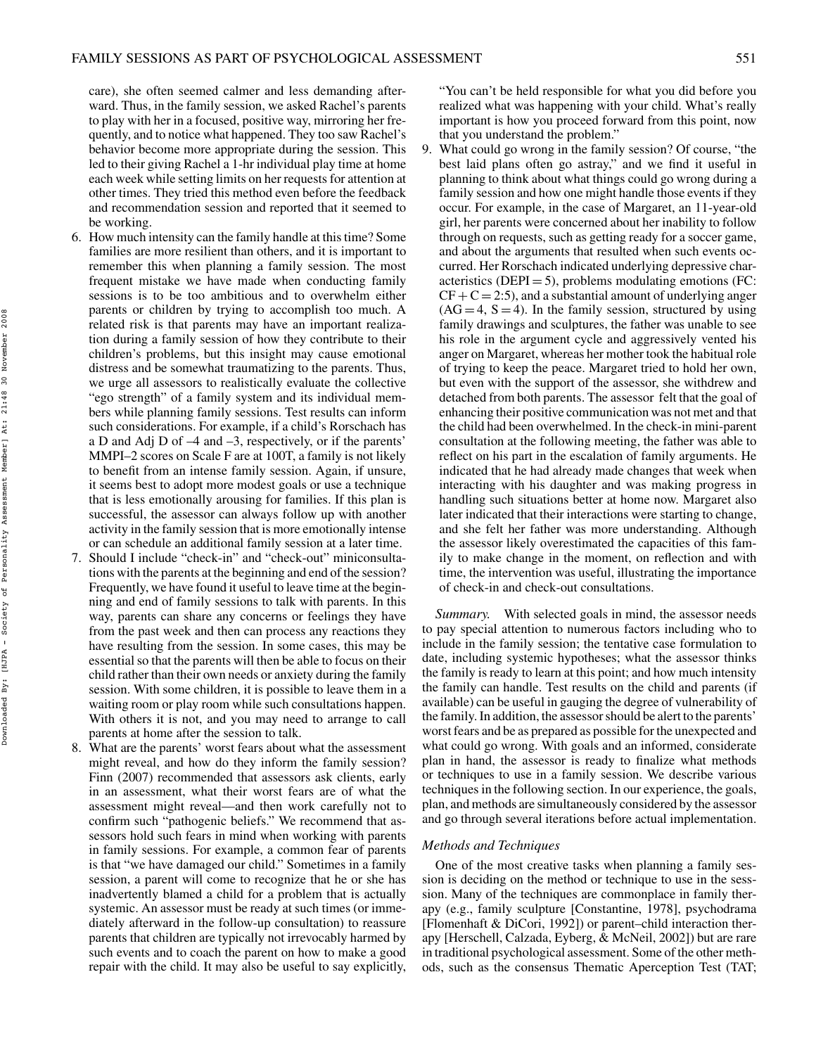care), she often seemed calmer and less demanding afterward. Thus, in the family session, we asked Rachel's parents to play with her in a focused, positive way, mirroring her frequently, and to notice what happened. They too saw Rachel's behavior become more appropriate during the session. This led to their giving Rachel a 1-hr individual play time at home each week while setting limits on her requests for attention at other times. They tried this method even before the feedback and recommendation session and reported that it seemed to be working.

6. How much intensity can the family handle at this time? Some families are more resilient than others, and it is important to remember this when planning a family session. The most frequent mistake we have made when conducting family sessions is to be too ambitious and to overwhelm either parents or children by trying to accomplish too much. A related risk is that parents may have an important realization during a family session of how they contribute to their children's problems, but this insight may cause emotional distress and be somewhat traumatizing to the parents. Thus, we urge all assessors to realistically evaluate the collective "ego strength" of a family system and its individual members while planning family sessions. Test results can inform such considerations. For example, if a child's Rorschach has a D and Adj D of –4 and –3, respectively, or if the parents' MMPI–2 scores on Scale F are at 100T, a family is not likely to benefit from an intense family session. Again, if unsure, it seems best to adopt more modest goals or use a technique that is less emotionally arousing for families. If this plan is successful, the assessor can always follow up with another activity in the family session that is more emotionally intense or can schedule an additional family session at a later time.
7. Should I include "check-in" and "check-out" miniconsultations with the parents at the beginning and end of the session? Frequently, we have found it useful to leave time at the beginning and end of family sessions to talk with parents. In this way, parents can share any concerns or feelings they have from the past week and then can process any reactions they have resulting from the session. In some cases, this may be essential so that the parents will then be able to focus on their child rather than their own needs or anxiety during the family session. With some children, it is possible to leave them in a waiting room or play room while such consultations happen. With others it is not, and you may need to arrange to call parents at home after the session to talk.
8. What are the parents' worst fears about what the assessment might reveal, and how do they inform the family session? Finn (2007) recommended that assessors ask clients, early in an assessment, what their worst fears are of what the assessment might reveal—and then work carefully not to confirm such "pathogenic beliefs." We recommend that assessors hold such fears in mind when working with parents in family sessions. For example, a common fear of parents is that "we have damaged our child." Sometimes in a family session, a parent will come to recognize that he or she has inadvertently blamed a child for a problem that is actually systemic. An assessor must be ready at such times (or immediately afterward in the follow-up consultation) to reassure parents that children are typically not irrevocably harmed by such events and to coach the parent on how to make a good repair with the child. It may also be useful to say explicitly, "You can't be held responsible for what you did before you realized what was happening with your child. What's really important is how you proceed forward from this point, now that you understand the problem."
9. What could go wrong in the family session? Of course, "the best laid plans often go astray," and we find it useful in planning to think about what things could go wrong during a family session and how one might handle those events if they occur. For example, in the case of Margaret, an 11-year-old girl, her parents were concerned about her inability to follow through on requests, such as getting ready for a soccer game, and about the arguments that resulted when such events occurred. Her Rorschach indicated underlying depressive characteristics (DEPI = 5), problems modulating emotions (FC: CF + C = 2:5), and a substantial amount of underlying anger (AG = 4, S = 4). In the family session, structured by using family drawings and sculptures, the father was unable to see his role in the argument cycle and aggressively vented his anger on Margaret, whereas her mother took the habitual role of trying to keep the peace. Margaret tried to hold her own, but even with the support of the assessor, she withdrew and detached from both parents. The assessor felt that the goal of enhancing their positive communication was not met and that the child had been overwhelmed. In the check-in mini-parent consultation at the following meeting, the father was able to reflect on his part in the escalation of family arguments. He indicated that he had already made changes that week when interacting with his daughter and was making progress in handling such situations better at home now. Margaret also later indicated that their interactions were starting to change, and she felt her father was more understanding. Although the assessor likely overestimated the capacities of this family to make change in the moment, on reflection and with time, the intervention was useful, illustrating the importance of check-in and check-out consultations.

*Summary.* With selected goals in mind, the assessor needs to pay special attention to numerous factors including who to include in the family session; the tentative case formulation to date, including systemic hypotheses; what the assessor thinks the family is ready to learn at this point; and how much intensity the family can handle. Test results on the child and parents (if available) can be useful in gauging the degree of vulnerability of the family. In addition, the assessor should be alert to the parents' worst fears and be as prepared as possible for the unexpected and what could go wrong. With goals and an informed, considerate plan in hand, the assessor is ready to finalize what methods or techniques to use in a family session. We describe various techniques in the following section. In our experience, the goals, plan, and methods are simultaneously considered by the assessor and go through several iterations before actual implementation.

### *Methods and Techniques*

One of the most creative tasks when planning a family session is deciding on the method or technique to use in the session. Many of the techniques are commonplace in family therapy (e.g., family sculpture [Constantine, 1978], psychodrama [Flomenhaft & DiCori, 1992]) or parent–child interaction therapy [Herschell, Calzada, Eyberg, & McNeil, 2002]) but are rare in traditional psychological assessment. Some of the other methods, such as the consensus Thematic Aperception Test (TAT;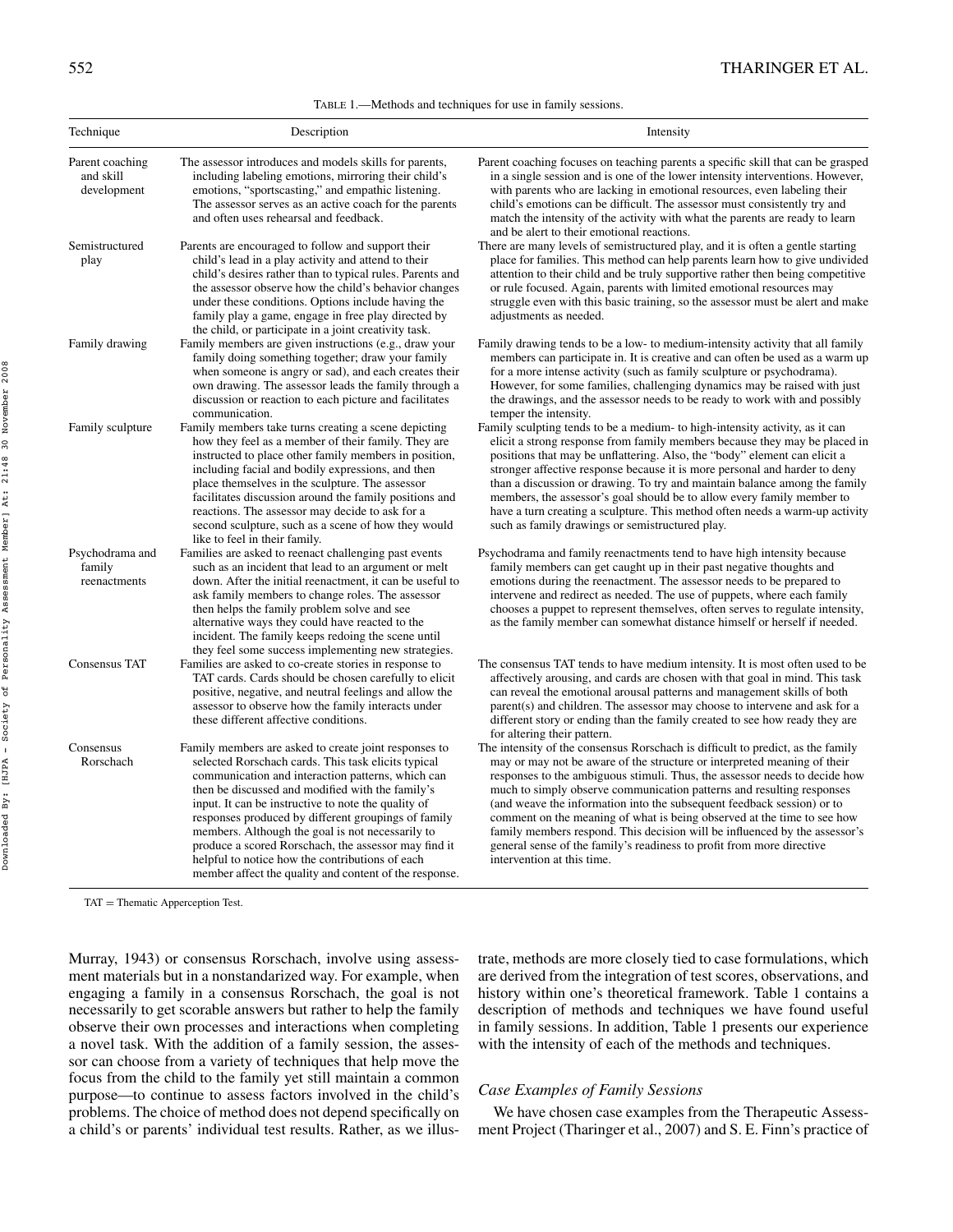TABLE 1.—Methods and techniques for use in family sessions.

| Technique | Description | Intensity |
|---|---|---|
| Parent coaching and skill development | The assessor introduces and models skills for parents, including labeling emotions, mirroring their child's emotions, "sportscasting," and empathic listening. The assessor serves as an active coach for the parents and often uses rehearsal and feedback. | Parent coaching focuses on teaching parents a specific skill that can be grasped in a single session and is one of the lower intensity interventions. However, with parents who are lacking in emotional resources, even labeling their child's emotions can be difficult. The assessor must consistently try and match the intensity of the activity with what the parents are ready to learn and be alert to their emotional reactions. |
| Semistructured play | Parents are encouraged to follow and support their child's lead in a play activity and attend to their child's desires rather than to typical rules. Parents and the assessor observe how the child's behavior changes under these conditions. Options include having the family play a game, engage in free play directed by the child, or participate in a joint creativity task. | There are many levels of semistructured play, and it is often a gentle starting place for families. This method can help parents learn how to give undivided attention to their child and be truly supportive rather then being competitive or rule focused. Again, parents with limited emotional resources may struggle even with this basic training, so the assessor must be alert and make adjustments as needed. |
| Family drawing | Family members are given instructions (e.g., draw your family doing something together; draw your family when someone is angry or sad), and each creates their own drawing. The assessor leads the family through a discussion or reaction to each picture and facilitates communication. | Family drawing tends to be a low- to medium-intensity activity that all family members can participate in. It is creative and can often be used as a warm up for a more intense activity (such as family sculpture or psychodrama). However, for some families, challenging dynamics may be raised with just the drawings, and the assessor needs to be ready to work with and possibly temper the intensity. |
| Family sculpture | Family members take turns creating a scene depicting how they feel as a member of their family. They are instructed to place other family members in position, including facial and bodily expressions, and then place themselves in the sculpture. The assessor facilitates discussion around the family positions and reactions. The assessor may decide to ask for a second sculpture, such as a scene of how they would like to feel in their family. | Family sculpting tends to be a medium- to high-intensity activity, as it can elicit a strong response from family members because they may be placed in positions that may be unflattering. Also, the "body" element can elicit a stronger affective response because it is more personal and harder to deny than a discussion or drawing. To try and maintain balance among the family members, the assessor's goal should be to allow every family member to have a turn creating a sculpture. This method often needs a warm-up activity such as family drawings or semistructured play. |
| Psychodrama and family reenactments | Families are asked to reenact challenging past events such as an incident that lead to an argument or melt down. After the initial reenactment, it can be useful to ask family members to change roles. The assessor then helps the family problem solve and see alternative ways they could have reacted to the incident. The family keeps redoing the scene until they feel some success implementing new strategies. | Psychodrama and family reenactments tend to have high intensity because family members can get caught up in their past negative thoughts and emotions during the reenactment. The assessor needs to be prepared to intervene and redirect as needed. The use of puppets, where each family chooses a puppet to represent themselves, often serves to regulate intensity, as the family member can somewhat distance himself or herself if needed. |
| Consensus TAT | Families are asked to co-create stories in response to TAT cards. Cards should be chosen carefully to elicit positive, negative, and neutral feelings and allow the assessor to observe how the family interacts under these different affective conditions. | The consensus TAT tends to have medium intensity. It is most often used to be affectively arousing, and cards are chosen with that goal in mind. This task can reveal the emotional arousal patterns and management skills of both parent(s) and children. The assessor may choose to intervene and ask for a different story or ending than the family created to see how ready they are for altering their pattern. |
| Consensus Rorschach | Family members are asked to create joint responses to selected Rorschach cards. This task elicits typical communication and interaction patterns, which can then be discussed and modified with the family's input. It can be instructive to note the quality of responses produced by different groupings of family members. Although the goal is not necessarily to produce a scored Rorschach, the assessor may find it helpful to notice how the contributions of each member affect the quality and content of the response. | The intensity of the consensus Rorschach is difficult to predict, as the family may or may not be aware of the structure or interpreted meaning of their responses to the ambiguous stimuli. Thus, the assessor needs to decide how much to simply observe communication patterns and resulting responses (and weave the information into the subsequent feedback session) or to comment on the meaning of what is being observed at the time to see how family members respond. This decision will be influenced by the assessor's general sense of the family's readiness to profit from more directive intervention at this time. |

TAT = Thematic Apperception Test.

Murray, 1943) or consensus Rorschach, involve using assessment materials but in a nonstandarized way. For example, when engaging a family in a consensus Rorschach, the goal is not necessarily to get scorable answers but rather to help the family observe their own processes and interactions when completing a novel task. With the addition of a family session, the assessor can choose from a variety of techniques that help move the focus from the child to the family yet still maintain a common purpose—to continue to assess factors involved in the child's problems. The choice of method does not depend specifically on a child's or parents' individual test results. Rather, as we illustrate, methods are more closely tied to case formulations, which are derived from the integration of test scores, observations, and history within one's theoretical framework. Table 1 contains a description of methods and techniques we have found useful in family sessions. In addition, Table 1 presents our experience with the intensity of each of the methods and techniques.

### *Case Examples of Family Sessions*

We have chosen case examples from the Therapeutic Assessment Project (Tharinger et al., 2007) and S. E. Finn's practice of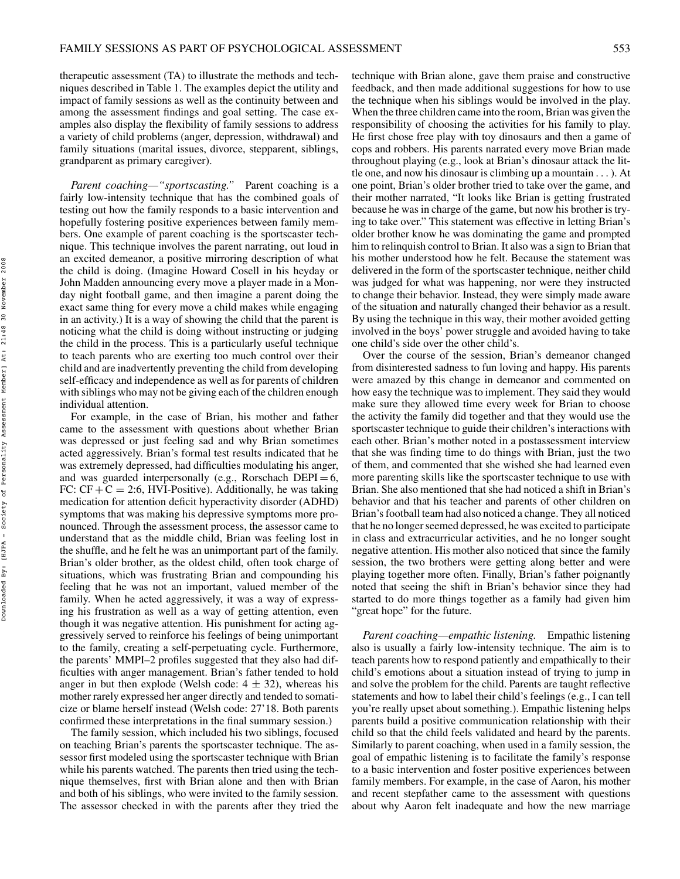therapeutic assessment (TA) to illustrate the methods and techniques described in Table 1. The examples depict the utility and impact of family sessions as well as the continuity between and among the assessment findings and goal setting. The case examples also display the flexibility of family sessions to address a variety of child problems (anger, depression, withdrawal) and family situations (marital issues, divorce, stepparent, siblings, grandparent as primary caregiver).

*Parent coaching—"sportscasting."* Parent coaching is a fairly low-intensity technique that has the combined goals of testing out how the family responds to a basic intervention and hopefully fostering positive experiences between family members. One example of parent coaching is the sportscaster technique. This technique involves the parent narrating, out loud in an excited demeanor, a positive mirroring description of what the child is doing. (Imagine Howard Cosell in his heyday or John Madden announcing every move a player made in a Monday night football game, and then imagine a parent doing the exact same thing for every move a child makes while engaging in an activity.) It is a way of showing the child that the parent is noticing what the child is doing without instructing or judging the child in the process. This is a particularly useful technique to teach parents who are exerting too much control over their child and are inadvertently preventing the child from developing self-efficacy and independence as well as for parents of children with siblings who may not be giving each of the children enough individual attention.

For example, in the case of Brian, his mother and father came to the assessment with questions about whether Brian was depressed or just feeling sad and why Brian sometimes acted aggressively. Brian's formal test results indicated that he was extremely depressed, had difficulties modulating his anger, and was guarded interpersonally (e.g., Rorschach DEPI = 6, FC: CF + C = 2:6, HVI-Positive). Additionally, he was taking medication for attention deficit hyperactivity disorder (ADHD) symptoms that was making his depressive symptoms more pronounced. Through the assessment process, the assessor came to understand that as the middle child, Brian was feeling lost in the shuffle, and he felt he was an unimportant part of the family. Brian's older brother, as the oldest child, often took charge of situations, which was frustrating Brian and compounding his feeling that he was not an important, valued member of the family. When he acted aggressively, it was a way of expressing his frustration as well as a way of getting attention, even though it was negative attention. His punishment for acting aggressively served to reinforce his feelings of being unimportant to the family, creating a self-perpetuating cycle. Furthermore, the parents' MMPI–2 profiles suggested that they also had difficulties with anger management. Brian's father tended to hold anger in but then explode (Welsh code: 4 ± 32), whereas his mother rarely expressed her anger directly and tended to somaticize or blame herself instead (Welsh code: 27'18. Both parents confirmed these interpretations in the final summary session.)

The family session, which included his two siblings, focused on teaching Brian's parents the sportscaster technique. The assessor first modeled using the sportscaster technique with Brian while his parents watched. The parents then tried using the technique themselves, first with Brian alone and then with Brian and both of his siblings, who were invited to the family session. The assessor checked in with the parents after they tried the technique with Brian alone, gave them praise and constructive feedback, and then made additional suggestions for how to use the technique when his siblings would be involved in the play. When the three children came into the room, Brian was given the responsibility of choosing the activities for his family to play. He first chose free play with toy dinosaurs and then a game of cops and robbers. His parents narrated every move Brian made throughout playing (e.g., look at Brian's dinosaur attack the little one, and now his dinosaur is climbing up a mountain . . . ). At one point, Brian's older brother tried to take over the game, and their mother narrated, "It looks like Brian is getting frustrated because he was in charge of the game, but now his brother is trying to take over." This statement was effective in letting Brian's older brother know he was dominating the game and prompted him to relinquish control to Brian. It also was a sign to Brian that his mother understood how he felt. Because the statement was delivered in the form of the sportscaster technique, neither child was judged for what was happening, nor were they instructed to change their behavior. Instead, they were simply made aware of the situation and naturally changed their behavior as a result. By using the technique in this way, their mother avoided getting involved in the boys' power struggle and avoided having to take one child's side over the other child's.

Over the course of the session, Brian's demeanor changed from disinterested sadness to fun loving and happy. His parents were amazed by this change in demeanor and commented on how easy the technique was to implement. They said they would make sure they allowed time every week for Brian to choose the activity the family did together and that they would use the sportscaster technique to guide their children's interactions with each other. Brian's mother noted in a postassessment interview that she was finding time to do things with Brian, just the two of them, and commented that she wished she had learned even more parenting skills like the sportscaster technique to use with Brian. She also mentioned that she had noticed a shift in Brian's behavior and that his teacher and parents of other children on Brian's football team had also noticed a change. They all noticed that he no longer seemed depressed, he was excited to participate in class and extracurricular activities, and he no longer sought negative attention. His mother also noticed that since the family session, the two brothers were getting along better and were playing together more often. Finally, Brian's father poignantly noted that seeing the shift in Brian's behavior since they had started to do more things together as a family had given him "great hope" for the future.

*Parent coaching—empathic listening.* Empathic listening also is usually a fairly low-intensity technique. The aim is to teach parents how to respond patiently and empathically to their child's emotions about a situation instead of trying to jump in and solve the problem for the child. Parents are taught reflective statements and how to label their child's feelings (e.g., I can tell you're really upset about something.). Empathic listening helps parents build a positive communication relationship with their child so that the child feels validated and heard by the parents. Similarly to parent coaching, when used in a family session, the goal of empathic listening is to facilitate the family's response to a basic intervention and foster positive experiences between family members. For example, in the case of Aaron, his mother and recent stepfather came to the assessment with questions about why Aaron felt inadequate and how the new marriage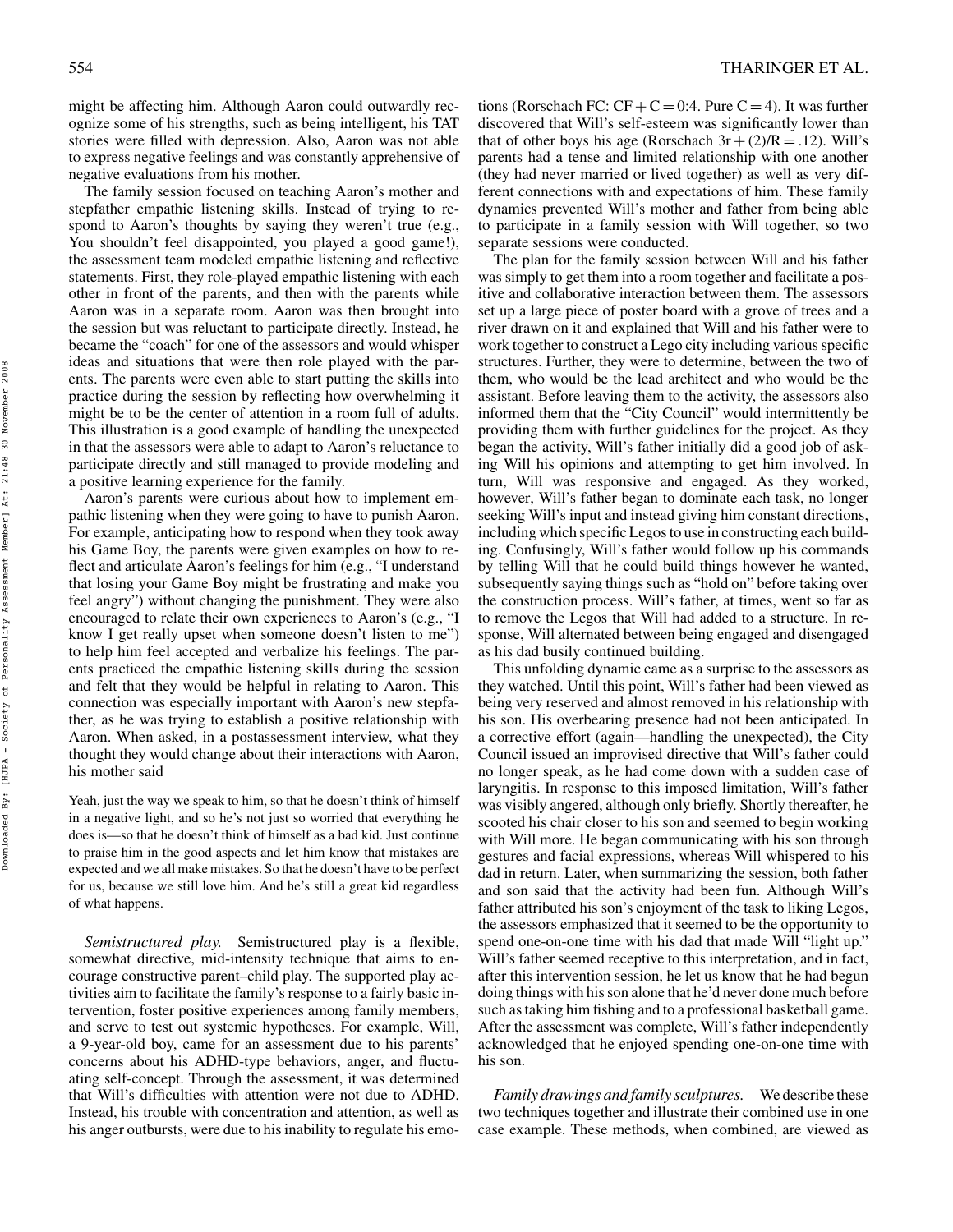might be affecting him. Although Aaron could outwardly recognize some of his strengths, such as being intelligent, his TAT stories were filled with depression. Also, Aaron was not able to express negative feelings and was constantly apprehensive of negative evaluations from his mother.

The family session focused on teaching Aaron's mother and stepfather empathic listening skills. Instead of trying to respond to Aaron's thoughts by saying they weren't true (e.g., You shouldn't feel disappointed, you played a good game!), the assessment team modeled empathic listening and reflective statements. First, they role-played empathic listening with each other in front of the parents, and then with the parents while Aaron was in a separate room. Aaron was then brought into the session but was reluctant to participate directly. Instead, he became the "coach" for one of the assessors and would whisper ideas and situations that were then role played with the parents. The parents were even able to start putting the skills into practice during the session by reflecting how overwhelming it might be to be the center of attention in a room full of adults. This illustration is a good example of handling the unexpected in that the assessors were able to adapt to Aaron's reluctance to participate directly and still managed to provide modeling and a positive learning experience for the family.

Aaron's parents were curious about how to implement empathic listening when they were going to have to punish Aaron. For example, anticipating how to respond when they took away his Game Boy, the parents were given examples on how to reflect and articulate Aaron's feelings for him (e.g., "I understand that losing your Game Boy might be frustrating and make you feel angry") without changing the punishment. They were also encouraged to relate their own experiences to Aaron's (e.g., "I know I get really upset when someone doesn't listen to me") to help him feel accepted and verbalize his feelings. The parents practiced the empathic listening skills during the session and felt that they would be helpful in relating to Aaron. This connection was especially important with Aaron's new stepfather, as he was trying to establish a positive relationship with Aaron. When asked, in a postassessment interview, what they thought they would change about their interactions with Aaron, his mother said

> Yeah, just the way we speak to him, so that he doesn't think of himself in a negative light, and so he's not just so worried that everything he does is—so that he doesn't think of himself as a bad kid. Just continue to praise him in the good aspects and let him know that mistakes are expected and we all make mistakes. So that he doesn't have to be perfect for us, because we still love him. And he's still a great kid regardless of what happens.

*Semistructured play.* Semistructured play is a flexible, somewhat directive, mid-intensity technique that aims to encourage constructive parent–child play. The supported play activities aim to facilitate the family's response to a fairly basic intervention, foster positive experiences among family members, and serve to test out systemic hypotheses. For example, Will, a 9-year-old boy, came for an assessment due to his parents' concerns about his ADHD-type behaviors, anger, and fluctuating self-concept. Through the assessment, it was determined that Will's difficulties with attention were not due to ADHD. Instead, his trouble with concentration and attention, as well as his anger outbursts, were due to his inability to regulate his emotions (Rorschach FC: $CF + C = 0{:}4$. Pure $C = 4$). It was further discovered that Will's self-esteem was significantly lower than that of other boys his age (Rorschach $3r + (2)/R = .12$). Will's parents had a tense and limited relationship with one another (they had never married or lived together) as well as very different connections with and expectations of him. These family dynamics prevented Will's mother and father from being able to participate in a family session with Will together, so two separate sessions were conducted.

The plan for the family session between Will and his father was simply to get them into a room together and facilitate a positive and collaborative interaction between them. The assessors set up a large piece of poster board with a grove of trees and a river drawn on it and explained that Will and his father were to work together to construct a Lego city including various specific structures. Further, they were to determine, between the two of them, who would be the lead architect and who would be the assistant. Before leaving them to the activity, the assessors also informed them that the "City Council" would intermittently be providing them with further guidelines for the project. As they began the activity, Will's father initially did a good job of asking Will his opinions and attempting to get him involved. In turn, Will was responsive and engaged. As they worked, however, Will's father began to dominate each task, no longer seeking Will's input and instead giving him constant directions, including which specific Legos to use in constructing each building. Confusingly, Will's father would follow up his commands by telling Will that he could build things however he wanted, subsequently saying things such as "hold on" before taking over the construction process. Will's father, at times, went so far as to remove the Legos that Will had added to a structure. In response, Will alternated between being engaged and disengaged as his dad busily continued building.

This unfolding dynamic came as a surprise to the assessors as they watched. Until this point, Will's father had been viewed as being very reserved and almost removed in his relationship with his son. His overbearing presence had not been anticipated. In a corrective effort (again—handling the unexpected), the City Council issued an improvised directive that Will's father could no longer speak, as he had come down with a sudden case of laryngitis. In response to this imposed limitation, Will's father was visibly angered, although only briefly. Shortly thereafter, he scooted his chair closer to his son and seemed to begin working with Will more. He began communicating with his son through gestures and facial expressions, whereas Will whispered to his dad in return. Later, when summarizing the session, both father and son said that the activity had been fun. Although Will's father attributed his son's enjoyment of the task to liking Legos, the assessors emphasized that it seemed to be the opportunity to spend one-on-one time with his dad that made Will "light up." Will's father seemed receptive to this interpretation, and in fact, after this intervention session, he let us know that he had begun doing things with his son alone that he'd never done much before such as taking him fishing and to a professional basketball game. After the assessment was complete, Will's father independently acknowledged that he enjoyed spending one-on-one time with his son.

*Family drawings and family sculptures.* We describe these two techniques together and illustrate their combined use in one case example. These methods, when combined, are viewed as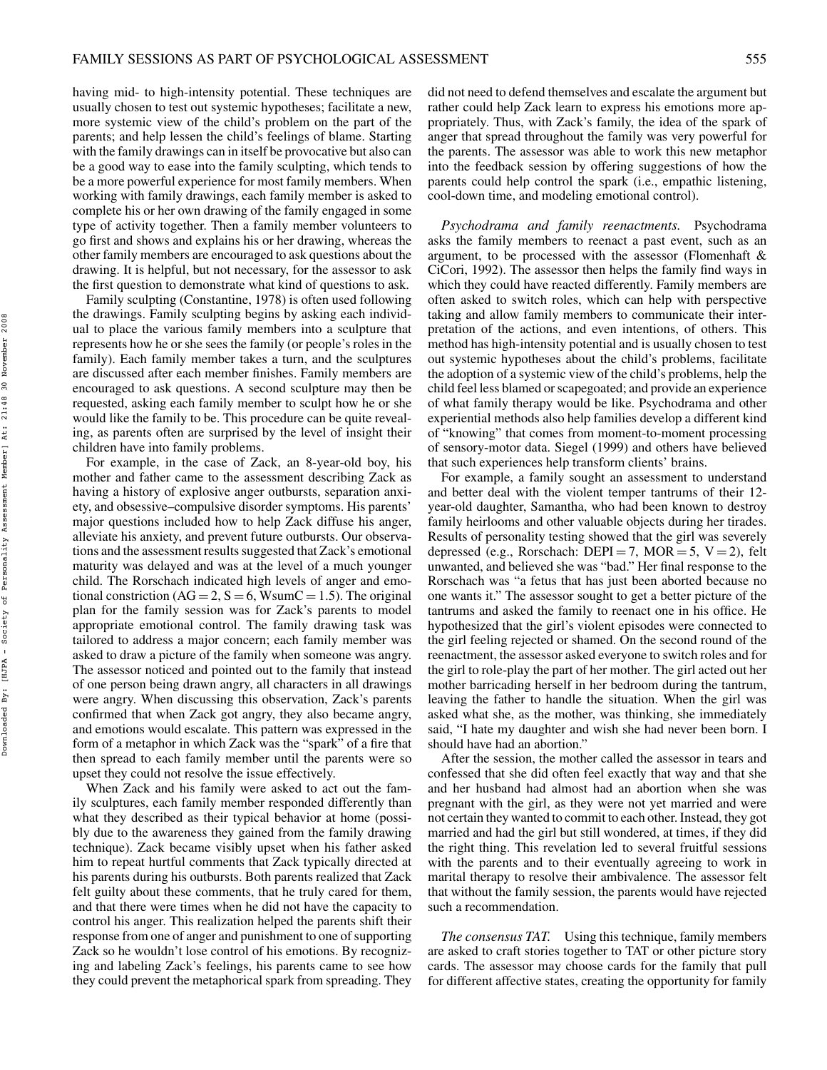having mid- to high-intensity potential. These techniques are usually chosen to test out systemic hypotheses; facilitate a new, more systemic view of the child's problem on the part of the parents; and help lessen the child's feelings of blame. Starting with the family drawings can in itself be provocative but also can be a good way to ease into the family sculpting, which tends to be a more powerful experience for most family members. When working with family drawings, each family member is asked to complete his or her own drawing of the family engaged in some type of activity together. Then a family member volunteers to go first and shows and explains his or her drawing, whereas the other family members are encouraged to ask questions about the drawing. It is helpful, but not necessary, for the assessor to ask the first question to demonstrate what kind of questions to ask.

Family sculpting (Constantine, 1978) is often used following the drawings. Family sculpting begins by asking each individual to place the various family members into a sculpture that represents how he or she sees the family (or people's roles in the family). Each family member takes a turn, and the sculptures are discussed after each member finishes. Family members are encouraged to ask questions. A second sculpture may then be requested, asking each family member to sculpt how he or she would like the family to be. This procedure can be quite revealing, as parents often are surprised by the level of insight their children have into family problems.

For example, in the case of Zack, an 8-year-old boy, his mother and father came to the assessment describing Zack as having a history of explosive anger outbursts, separation anxiety, and obsessive–compulsive disorder symptoms. His parents' major questions included how to help Zack diffuse his anger, alleviate his anxiety, and prevent future outbursts. Our observations and the assessment results suggested that Zack's emotional maturity was delayed and was at the level of a much younger child. The Rorschach indicated high levels of anger and emotional constriction (AG = 2, S = 6, WsumC = 1.5). The original plan for the family session was for Zack's parents to model appropriate emotional control. The family drawing task was tailored to address a major concern; each family member was asked to draw a picture of the family when someone was angry. The assessor noticed and pointed out to the family that instead of one person being drawn angry, all characters in all drawings were angry. When discussing this observation, Zack's parents confirmed that when Zack got angry, they also became angry, and emotions would escalate. This pattern was expressed in the form of a metaphor in which Zack was the "spark" of a fire that then spread to each family member until the parents were so upset they could not resolve the issue effectively.

When Zack and his family were asked to act out the family sculptures, each family member responded differently than what they described as their typical behavior at home (possibly due to the awareness they gained from the family drawing technique). Zack became visibly upset when his father asked him to repeat hurtful comments that Zack typically directed at his parents during his outbursts. Both parents realized that Zack felt guilty about these comments, that he truly cared for them, and that there were times when he did not have the capacity to control his anger. This realization helped the parents shift their response from one of anger and punishment to one of supporting Zack so he wouldn't lose control of his emotions. By recognizing and labeling Zack's feelings, his parents came to see how they could prevent the metaphorical spark from spreading. They did not need to defend themselves and escalate the argument but rather could help Zack learn to express his emotions more appropriately. Thus, with Zack's family, the idea of the spark of anger that spread throughout the family was very powerful for the parents. The assessor was able to work this new metaphor into the feedback session by offering suggestions of how the parents could help control the spark (i.e., empathic listening, cool-down time, and modeling emotional control).

*Psychodrama and family reenactments.* Psychodrama asks the family members to reenact a past event, such as an argument, to be processed with the assessor (Flomenhaft & CiCori, 1992). The assessor then helps the family find ways in which they could have reacted differently. Family members are often asked to switch roles, which can help with perspective taking and allow family members to communicate their interpretation of the actions, and even intentions, of others. This method has high-intensity potential and is usually chosen to test out systemic hypotheses about the child's problems, facilitate the adoption of a systemic view of the child's problems, help the child feel less blamed or scapegoated; and provide an experience of what family therapy would be like. Psychodrama and other experiential methods also help families develop a different kind of "knowing" that comes from moment-to-moment processing of sensory-motor data. Siegel (1999) and others have believed that such experiences help transform clients' brains.

For example, a family sought an assessment to understand and better deal with the violent temper tantrums of their 12-year-old daughter, Samantha, who had been known to destroy family heirlooms and other valuable objects during her tirades. Results of personality testing showed that the girl was severely depressed (e.g., Rorschach: DEPI = 7, MOR = 5, V = 2), felt unwanted, and believed she was "bad." Her final response to the Rorschach was "a fetus that has just been aborted because no one wants it." The assessor sought to get a better picture of the tantrums and asked the family to reenact one in his office. He hypothesized that the girl's violent episodes were connected to the girl feeling rejected or shamed. On the second round of the reenactment, the assessor asked everyone to switch roles and for the girl to role-play the part of her mother. The girl acted out her mother barricading herself in her bedroom during the tantrum, leaving the father to handle the situation. When the girl was asked what she, as the mother, was thinking, she immediately said, "I hate my daughter and wish she had never been born. I should have had an abortion."

After the session, the mother called the assessor in tears and confessed that she did often feel exactly that way and that she and her husband had almost had an abortion when she was pregnant with the girl, as they were not yet married and were not certain they wanted to commit to each other. Instead, they got married and had the girl but still wondered, at times, if they did the right thing. This revelation led to several fruitful sessions with the parents and to their eventually agreeing to work in marital therapy to resolve their ambivalence. The assessor felt that without the family session, the parents would have rejected such a recommendation.

*The consensus TAT.* Using this technique, family members are asked to craft stories together to TAT or other picture story cards. The assessor may choose cards for the family that pull for different affective states, creating the opportunity for family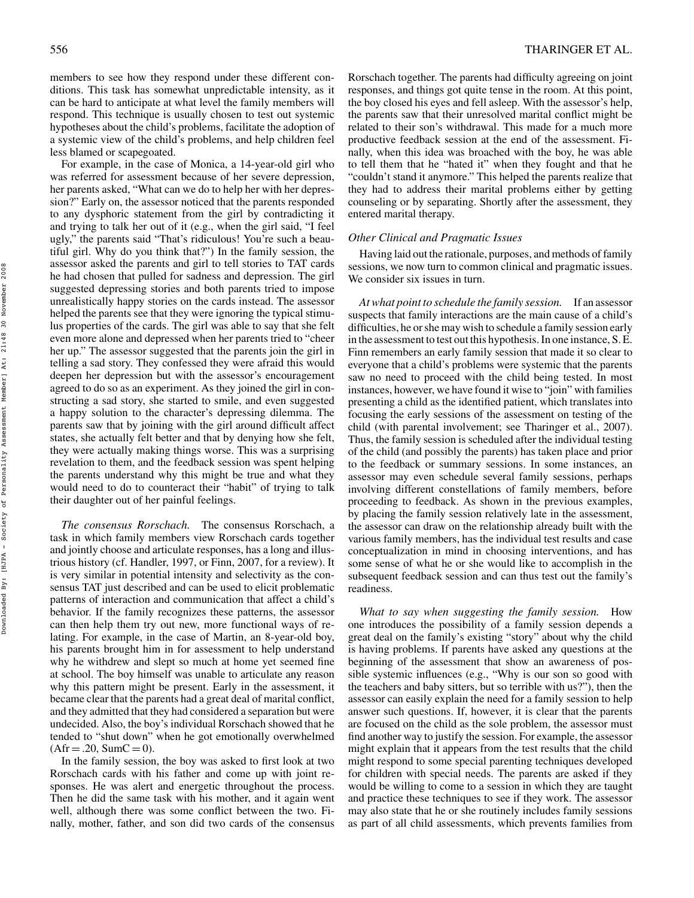members to see how they respond under these different conditions. This task has somewhat unpredictable intensity, as it can be hard to anticipate at what level the family members will respond. This technique is usually chosen to test out systemic hypotheses about the child's problems, facilitate the adoption of a systemic view of the child's problems, and help children feel less blamed or scapegoated.

For example, in the case of Monica, a 14-year-old girl who was referred for assessment because of her severe depression, her parents asked, "What can we do to help her with her depression?" Early on, the assessor noticed that the parents responded to any dysphoric statement from the girl by contradicting it and trying to talk her out of it (e.g., when the girl said, "I feel ugly," the parents said "That's ridiculous! You're such a beautiful girl. Why do you think that?") In the family session, the assessor asked the parents and girl to tell stories to TAT cards he had chosen that pulled for sadness and depression. The girl suggested depressing stories and both parents tried to impose unrealistically happy stories on the cards instead. The assessor helped the parents see that they were ignoring the typical stimulus properties of the cards. The girl was able to say that she felt even more alone and depressed when her parents tried to "cheer her up." The assessor suggested that the parents join the girl in telling a sad story. They confessed they were afraid this would deepen her depression but with the assessor's encouragement agreed to do so as an experiment. As they joined the girl in constructing a sad story, she started to smile, and even suggested a happy solution to the character's depressing dilemma. The parents saw that by joining with the girl around difficult affect states, she actually felt better and that by denying how she felt, they were actually making things worse. This was a surprising revelation to them, and the feedback session was spent helping the parents understand why this might be true and what they would need to do to counteract their "habit" of trying to talk their daughter out of her painful feelings.

*The consensus Rorschach.* The consensus Rorschach, a task in which family members view Rorschach cards together and jointly choose and articulate responses, has a long and illustrious history (cf. Handler, 1997, or Finn, 2007, for a review). It is very similar in potential intensity and selectivity as the consensus TAT just described and can be used to elicit problematic patterns of interaction and communication that affect a child's behavior. If the family recognizes these patterns, the assessor can then help them try out new, more functional ways of relating. For example, in the case of Martin, an 8-year-old boy, his parents brought him in for assessment to help understand why he withdrew and slept so much at home yet seemed fine at school. The boy himself was unable to articulate any reason why this pattern might be present. Early in the assessment, it became clear that the parents had a great deal of marital conflict, and they admitted that they had considered a separation but were undecided. Also, the boy's individual Rorschach showed that he tended to "shut down" when he got emotionally overwhelmed ($Afr = .20$, $SumC = 0$).

In the family session, the boy was asked to first look at two Rorschach cards with his father and come up with joint responses. He was alert and energetic throughout the process. Then he did the same task with his mother, and it again went well, although there was some conflict between the two. Finally, mother, father, and son did two cards of the consensus Rorschach together. The parents had difficulty agreeing on joint responses, and things got quite tense in the room. At this point, the boy closed his eyes and fell asleep. With the assessor's help, the parents saw that their unresolved marital conflict might be related to their son's withdrawal. This made for a much more productive feedback session at the end of the assessment. Finally, when this idea was broached with the boy, he was able to tell them that he "hated it" when they fought and that he "couldn't stand it anymore." This helped the parents realize that they had to address their marital problems either by getting counseling or by separating. Shortly after the assessment, they entered marital therapy.

### Other Clinical and Pragmatic Issues

Having laid out the rationale, purposes, and methods of family sessions, we now turn to common clinical and pragmatic issues. We consider six issues in turn.

*At what point to schedule the family session.* If an assessor suspects that family interactions are the main cause of a child's difficulties, he or she may wish to schedule a family session early in the assessment to test out this hypothesis. In one instance, S. E. Finn remembers an early family session that made it so clear to everyone that a child's problems were systemic that the parents saw no need to proceed with the child being tested. In most instances, however, we have found it wise to "join" with families presenting a child as the identified patient, which translates into focusing the early sessions of the assessment on testing of the child (with parental involvement; see Tharinger et al., 2007). Thus, the family session is scheduled after the individual testing of the child (and possibly the parents) has taken place and prior to the feedback or summary sessions. In some instances, an assessor may even schedule several family sessions, perhaps involving different constellations of family members, before proceeding to feedback. As shown in the previous examples, by placing the family session relatively late in the assessment, the assessor can draw on the relationship already built with the various family members, has the individual test results and case conceptualization in mind in choosing interventions, and has some sense of what he or she would like to accomplish in the subsequent feedback session and can thus test out the family's readiness.

*What to say when suggesting the family session.* How one introduces the possibility of a family session depends a great deal on the family's existing "story" about why the child is having problems. If parents have asked any questions at the beginning of the assessment that show an awareness of possible systemic influences (e.g., "Why is our son so good with the teachers and baby sitters, but so terrible with us?"), then the assessor can easily explain the need for a family session to help answer such questions. If, however, it is clear that the parents are focused on the child as the sole problem, the assessor must find another way to justify the session. For example, the assessor might explain that it appears from the test results that the child might respond to some special parenting techniques developed for children with special needs. The parents are asked if they would be willing to come to a session in which they are taught and practice these techniques to see if they work. The assessor may also state that he or she routinely includes family sessions as part of all child assessments, which prevents families from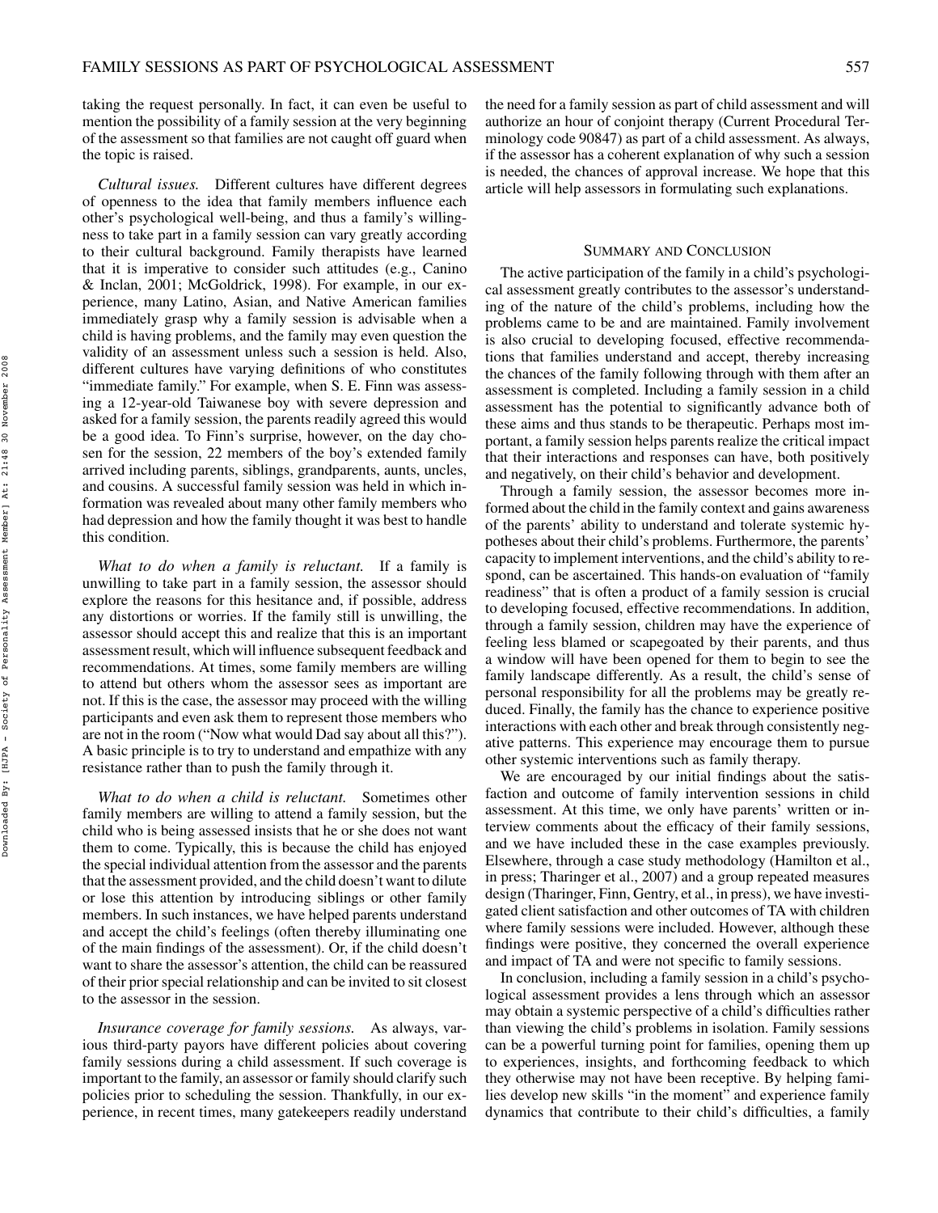taking the request personally. In fact, it can even be useful to mention the possibility of a family session at the very beginning of the assessment so that families are not caught off guard when the topic is raised.

*Cultural issues.* Different cultures have different degrees of openness to the idea that family members influence each other's psychological well-being, and thus a family's willingness to take part in a family session can vary greatly according to their cultural background. Family therapists have learned that it is imperative to consider such attitudes (e.g., Canino & Inclan, 2001; McGoldrick, 1998). For example, in our experience, many Latino, Asian, and Native American families immediately grasp why a family session is advisable when a child is having problems, and the family may even question the validity of an assessment unless such a session is held. Also, different cultures have varying definitions of who constitutes "immediate family." For example, when S. E. Finn was assessing a 12-year-old Taiwanese boy with severe depression and asked for a family session, the parents readily agreed this would be a good idea. To Finn's surprise, however, on the day chosen for the session, 22 members of the boy's extended family arrived including parents, siblings, grandparents, aunts, uncles, and cousins. A successful family session was held in which information was revealed about many other family members who had depression and how the family thought it was best to handle this condition.

*What to do when a family is reluctant.* If a family is unwilling to take part in a family session, the assessor should explore the reasons for this hesitance and, if possible, address any distortions or worries. If the family still is unwilling, the assessor should accept this and realize that this is an important assessment result, which will influence subsequent feedback and recommendations. At times, some family members are willing to attend but others whom the assessor sees as important are not. If this is the case, the assessor may proceed with the willing participants and even ask them to represent those members who are not in the room ("Now what would Dad say about all this?"). A basic principle is to try to understand and empathize with any resistance rather than to push the family through it.

*What to do when a child is reluctant.* Sometimes other family members are willing to attend a family session, but the child who is being assessed insists that he or she does not want them to come. Typically, this is because the child has enjoyed the special individual attention from the assessor and the parents that the assessment provided, and the child doesn't want to dilute or lose this attention by introducing siblings or other family members. In such instances, we have helped parents understand and accept the child's feelings (often thereby illuminating one of the main findings of the assessment). Or, if the child doesn't want to share the assessor's attention, the child can be reassured of their prior special relationship and can be invited to sit closest to the assessor in the session.

*Insurance coverage for family sessions.* As always, various third-party payors have different policies about covering family sessions during a child assessment. If such coverage is important to the family, an assessor or family should clarify such policies prior to scheduling the session. Thankfully, in our experience, in recent times, many gatekeepers readily understand the need for a family session as part of child assessment and will authorize an hour of conjoint therapy (Current Procedural Terminology code 90847) as part of a child assessment. As always, if the assessor has a coherent explanation of why such a session is needed, the chances of approval increase. We hope that this article will help assessors in formulating such explanations.

## Summary and Conclusion

The active participation of the family in a child's psychological assessment greatly contributes to the assessor's understanding of the nature of the child's problems, including how the problems came to be and are maintained. Family involvement is also crucial to developing focused, effective recommendations that families understand and accept, thereby increasing the chances of the family following through with them after an assessment is completed. Including a family session in a child assessment has the potential to significantly advance both of these aims and thus stands to be therapeutic. Perhaps most important, a family session helps parents realize the critical impact that their interactions and responses can have, both positively and negatively, on their child's behavior and development.

Through a family session, the assessor becomes more informed about the child in the family context and gains awareness of the parents' ability to understand and tolerate systemic hypotheses about their child's problems. Furthermore, the parents' capacity to implement interventions, and the child's ability to respond, can be ascertained. This hands-on evaluation of "family readiness" that is often a product of a family session is crucial to developing focused, effective recommendations. In addition, through a family session, children may have the experience of feeling less blamed or scapegoated by their parents, and thus a window will have been opened for them to begin to see the family landscape differently. As a result, the child's sense of personal responsibility for all the problems may be greatly reduced. Finally, the family has the chance to experience positive interactions with each other and break through consistently negative patterns. This experience may encourage them to pursue other systemic interventions such as family therapy.

We are encouraged by our initial findings about the satisfaction and outcome of family intervention sessions in child assessment. At this time, we only have parents' written or interview comments about the efficacy of their family sessions, and we have included these in the case examples previously. Elsewhere, through a case study methodology (Hamilton et al., in press; Tharinger et al., 2007) and a group repeated measures design (Tharinger, Finn, Gentry, et al., in press), we have investigated client satisfaction and other outcomes of TA with children where family sessions were included. However, although these findings were positive, they concerned the overall experience and impact of TA and were not specific to family sessions.

In conclusion, including a family session in a child's psychological assessment provides a lens through which an assessor may obtain a systemic perspective of a child's difficulties rather than viewing the child's problems in isolation. Family sessions can be a powerful turning point for families, opening them up to experiences, insights, and forthcoming feedback to which they otherwise may not have been receptive. By helping families develop new skills "in the moment" and experience family dynamics that contribute to their child's difficulties, a family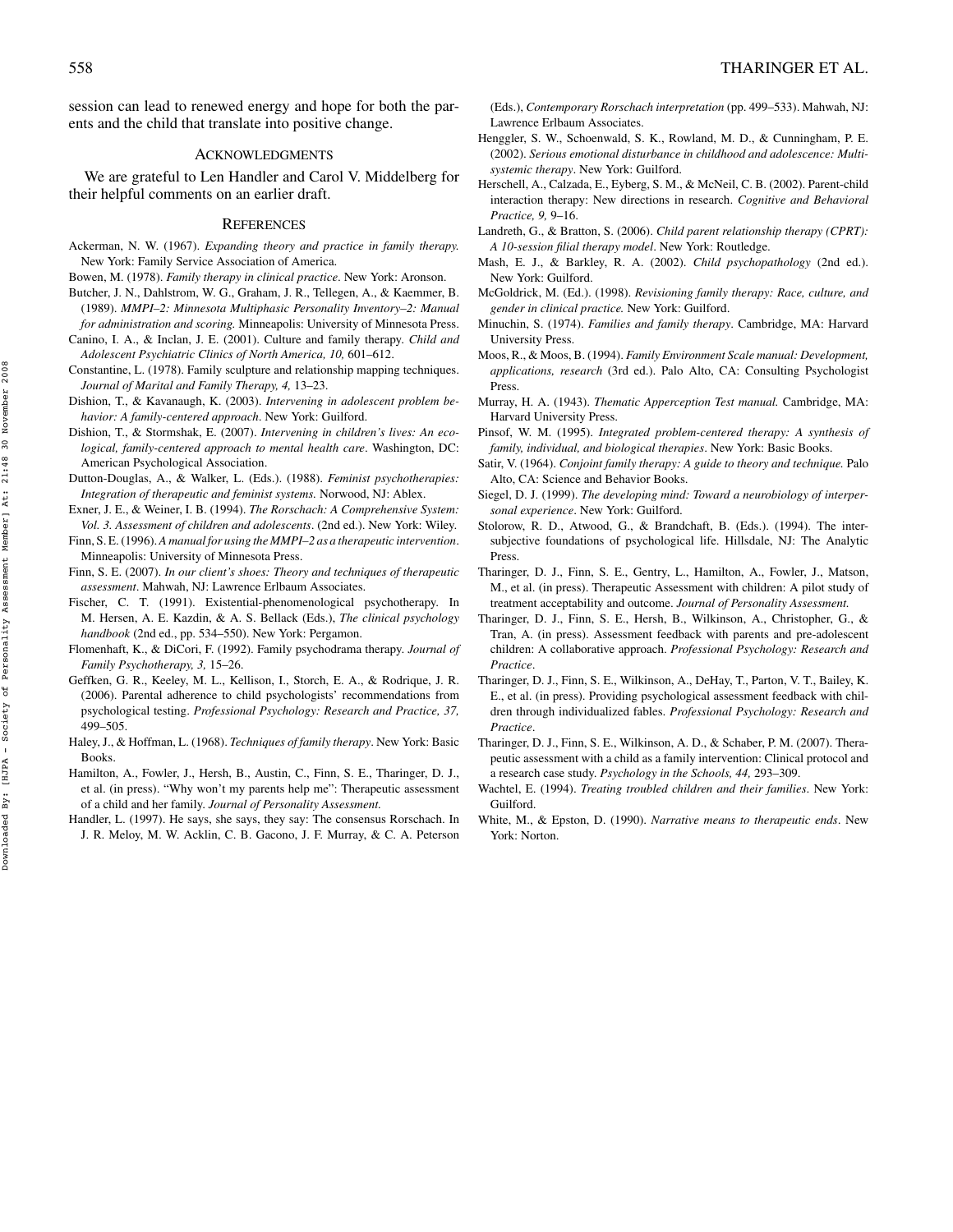session can lead to renewed energy and hope for both the parents and the child that translate into positive change.

## ACKNOWLEDGMENTS

We are grateful to Len Handler and Carol V. Middelberg for their helpful comments on an earlier draft.

## REFERENCES

Ackerman, N. W. (1967). *Expanding theory and practice in family therapy.* New York: Family Service Association of America.

Bowen, M. (1978). *Family therapy in clinical practice*. New York: Aronson.

Butcher, J. N., Dahlstrom, W. G., Graham, J. R., Tellegen, A., & Kaemmer, B. (1989). *MMPI–2: Minnesota Multiphasic Personality Inventory–2: Manual for administration and scoring.* Minneapolis: University of Minnesota Press.

Canino, I. A., & Inclan, J. E. (2001). Culture and family therapy. *Child and Adolescent Psychiatric Clinics of North America, 10,* 601–612.

Constantine, L. (1978). Family sculpture and relationship mapping techniques. *Journal of Marital and Family Therapy, 4,* 13–23.

Dishion, T., & Kavanaugh, K. (2003). *Intervening in adolescent problem behavior: A family-centered approach*. New York: Guilford.

Dishion, T., & Stormshak, E. (2007). *Intervening in children's lives: An ecological, family-centered approach to mental health care*. Washington, DC: American Psychological Association.

Dutton-Douglas, A., & Walker, L. (Eds.). (1988). *Feminist psychotherapies: Integration of therapeutic and feminist systems.* Norwood, NJ: Ablex.

Exner, J. E., & Weiner, I. B. (1994). *The Rorschach: A Comprehensive System: Vol. 3. Assessment of children and adolescents*. (2nd ed.). New York: Wiley.

Finn, S. E. (1996). *A manual for using the MMPI–2 as a therapeutic intervention*. Minneapolis: University of Minnesota Press.

Finn, S. E. (2007). *In our client's shoes: Theory and techniques of therapeutic assessment*. Mahwah, NJ: Lawrence Erlbaum Associates.

Fischer, C. T. (1991). Existential-phenomenological psychotherapy. In M. Hersen, A. E. Kazdin, & A. S. Bellack (Eds.), *The clinical psychology handbook* (2nd ed., pp. 534–550). New York: Pergamon.

Flomenhaft, K., & DiCori, F. (1992). Family psychodrama therapy. *Journal of Family Psychotherapy, 3,* 15–26.

Geffken, G. R., Keeley, M. L., Kellison, I., Storch, E. A., & Rodrique, J. R. (2006). Parental adherence to child psychologists' recommendations from psychological testing. *Professional Psychology: Research and Practice, 37,* 499–505.

Haley, J., & Hoffman, L. (1968). *Techniques of family therapy*. New York: Basic Books.

Hamilton, A., Fowler, J., Hersh, B., Austin, C., Finn, S. E., Tharinger, D. J., et al. (in press). "Why won't my parents help me": Therapeutic assessment of a child and her family. *Journal of Personality Assessment.*

Handler, L. (1997). He says, she says, they say: The consensus Rorschach. In J. R. Meloy, M. W. Acklin, C. B. Gacono, J. F. Murray, & C. A. Peterson (Eds.), *Contemporary Rorschach interpretation* (pp. 499–533). Mahwah, NJ: Lawrence Erlbaum Associates.

Henggler, S. W., Schoenwald, S. K., Rowland, M. D., & Cunningham, P. E. (2002). *Serious emotional disturbance in childhood and adolescence: Multisystemic therapy*. New York: Guilford.

Herschell, A., Calzada, E., Eyberg, S. M., & McNeil, C. B. (2002). Parent-child interaction therapy: New directions in research. *Cognitive and Behavioral Practice, 9,* 9–16.

Landreth, G., & Bratton, S. (2006). *Child parent relationship therapy (CPRT): A 10-session filial therapy model*. New York: Routledge.

Mash, E. J., & Barkley, R. A. (2002). *Child psychopathology* (2nd ed.). New York: Guilford.

McGoldrick, M. (Ed.). (1998). *Revisioning family therapy: Race, culture, and gender in clinical practice.* New York: Guilford.

Minuchin, S. (1974). *Families and family therapy*. Cambridge, MA: Harvard University Press.

Moos, R., & Moos, B. (1994). *Family Environment Scale manual: Development, applications, research* (3rd ed.). Palo Alto, CA: Consulting Psychologist Press.

Murray, H. A. (1943). *Thematic Apperception Test manual.* Cambridge, MA: Harvard University Press.

Pinsof, W. M. (1995). *Integrated problem-centered therapy: A synthesis of family, individual, and biological therapies*. New York: Basic Books.

Satir, V. (1964). *Conjoint family therapy: A guide to theory and technique.* Palo Alto, CA: Science and Behavior Books.

Siegel, D. J. (1999). *The developing mind: Toward a neurobiology of interpersonal experience*. New York: Guilford.

Stolorow, R. D., Atwood, G., & Brandchaft, B. (Eds.). (1994). The intersubjective foundations of psychological life. Hillsdale, NJ: The Analytic Press.

Tharinger, D. J., Finn, S. E., Gentry, L., Hamilton, A., Fowler, J., Matson, M., et al. (in press). Therapeutic Assessment with children: A pilot study of treatment acceptability and outcome. *Journal of Personality Assessment.*

Tharinger, D. J., Finn, S. E., Hersh, B., Wilkinson, A., Christopher, G., & Tran, A. (in press). Assessment feedback with parents and pre-adolescent children: A collaborative approach. *Professional Psychology: Research and Practice*.

Tharinger, D. J., Finn, S. E., Wilkinson, A., DeHay, T., Parton, V. T., Bailey, K. E., et al. (in press). Providing psychological assessment feedback with children through individualized fables. *Professional Psychology: Research and Practice*.

Tharinger, D. J., Finn, S. E., Wilkinson, A. D., & Schaber, P. M. (2007). Therapeutic assessment with a child as a family intervention: Clinical protocol and a research case study. *Psychology in the Schools, 44,* 293–309.

Wachtel, E. (1994). *Treating troubled children and their families*. New York: Guilford.

White, M., & Epston, D. (1990). *Narrative means to therapeutic ends*. New York: Norton.